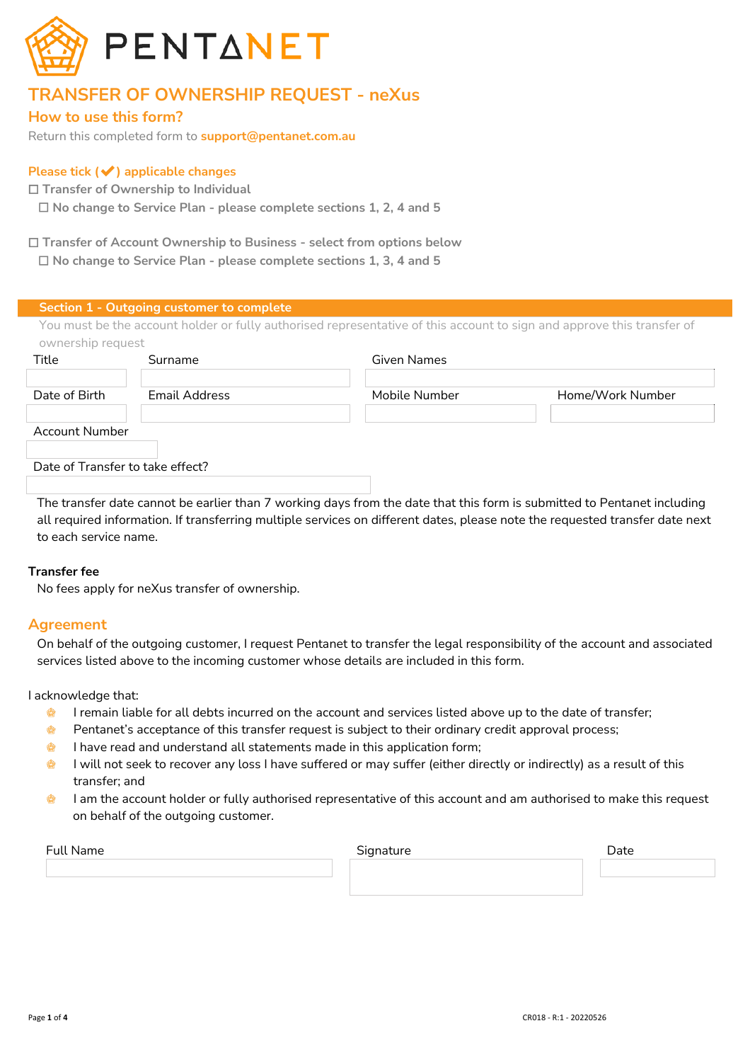# PENTANET

## TRANSFER OF OWNERSHIP REQUEST - neXus

### How to use this form?

Return this completed form to **support@pentanet.com.au**

**Please tick (✔) applicable changes**

☐ Transfer of Ownership to Individual

- ☐ No change to Service Plan - please complete sections 1, 2, 4 and 5

☐ Transfer of Account Ownership to Business - select from options below

- ☐ No change to Service Plan - please complete sections 1, 3, 4 and 5

### Section 1 - Outgoing customer to complete

You must be the account holder or fully authorised representative of this account to sign and approve this transfer of ownership request

| Title | Surname | Given Names | |
|---|---|---|---|
| | | | |
| **Date of Birth** | **Email Address** | **Mobile Number** | **Home/Work Number** |
| | | | |

Account Number

Date of Transfer to take effect?

The transfer date cannot be earlier than 7 working days from the date that this form is submitted to Pentanet including all required information. If transferring multiple services on different dates, please note the requested transfer date next to each service name.

**Transfer fee**

No fees apply for neXus transfer of ownership.

### Agreement

On behalf of the outgoing customer, I request Pentanet to transfer the legal responsibility of the account and associated services listed above to the incoming customer whose details are included in this form.

I acknowledge that:

- I remain liable for all debts incurred on the account and services listed above up to the date of transfer;
- Pentanet's acceptance of this transfer request is subject to their ordinary credit approval process;
- I have read and understand all statements made in this application form;
- I will not seek to recover any loss I have suffered or may suffer (either directly or indirectly) as a result of this transfer; and
- I am the account holder or fully authorised representative of this account and am authorised to make this request on behalf of the outgoing customer.

| Full Name | Signature | Date |
|---|---|---|
| | | |

CR018 - R:1 - 20220526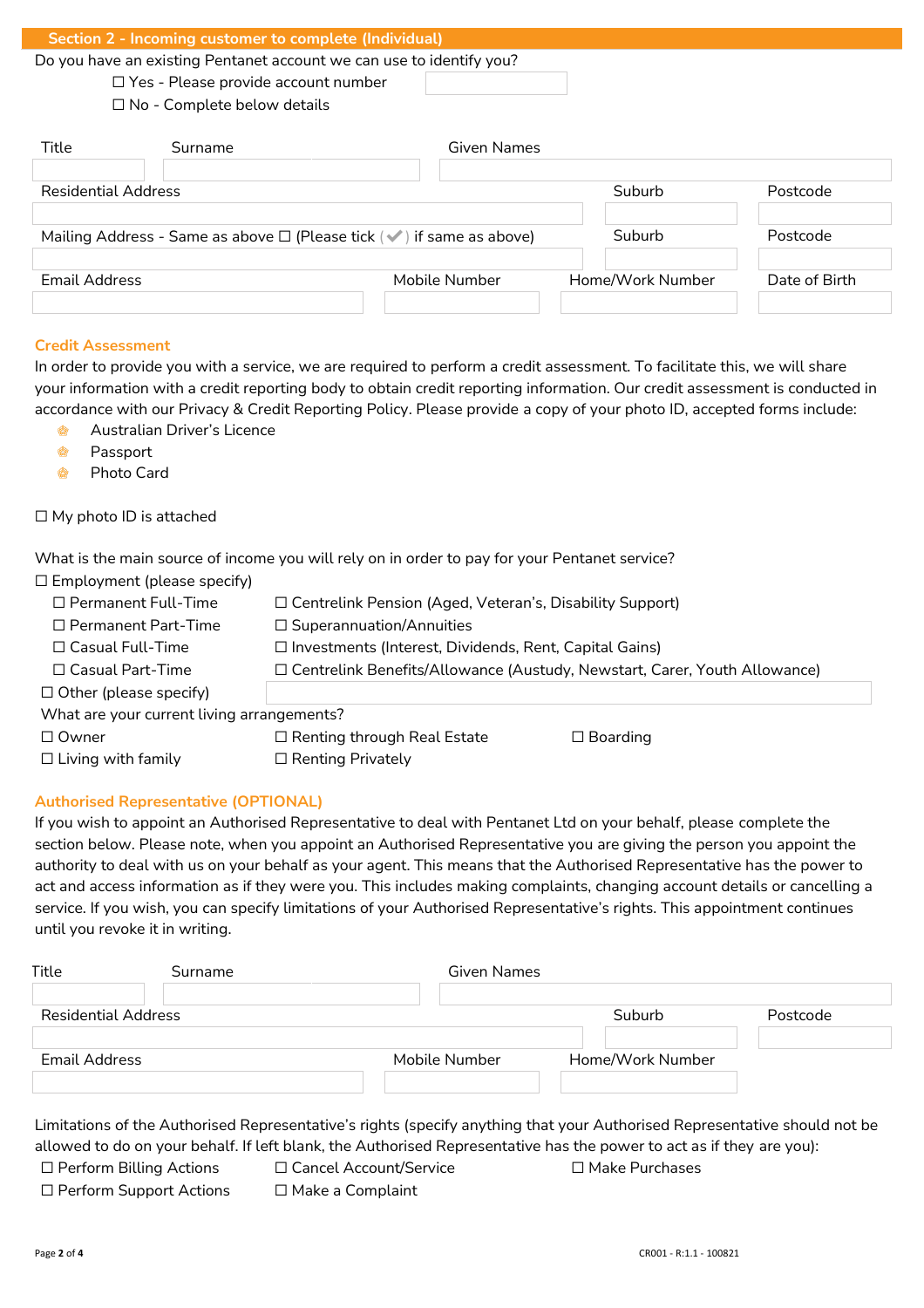## Section 2 - Incoming customer to complete (Individual)

Do you have an existing Pentanet account we can use to identify you?

☐ Yes - Please provide account number

☐ No - Complete below details

| Title | Surname | Given Names |
|---|---|---|
| | | |

| Residential Address | Suburb | Postcode |
|---|---|---|
| | | |

| Mailing Address - Same as above ☐ (Please tick (✔) if same as above) | Suburb | Postcode |
|---|---|---|
| | | |

| Email Address | Mobile Number | Home/Work Number | Date of Birth |
|---|---|---|---|
| | | | |

### Credit Assessment

In order to provide you with a service, we are required to perform a credit assessment. To facilitate this, we will share your information with a credit reporting body to obtain credit reporting information. Our credit assessment is conducted in accordance with our Privacy & Credit Reporting Policy. Please provide a copy of your photo ID, accepted forms include:

- Australian Driver's Licence
- Passport
- Photo Card

☐ My photo ID is attached

What is the main source of income you will rely on in order to pay for your Pentanet service?

☐ Employment (please specify)

| | |
|---|---|
| ☐ Permanent Full-Time | ☐ Centrelink Pension (Aged, Veteran's, Disability Support) |
| ☐ Permanent Part-Time | ☐ Superannuation/Annuities |
| ☐ Casual Full-Time | ☐ Investments (Interest, Dividends, Rent, Capital Gains) |
| ☐ Casual Part-Time | ☐ Centrelink Benefits/Allowance (Austudy, Newstart, Carer, Youth Allowance) |

☐ Other (please specify)

What are your current living arrangements?

| | | |
|---|---|---|
| ☐ Owner | ☐ Renting through Real Estate | ☐ Boarding |
| ☐ Living with family | ☐ Renting Privately | |

### Authorised Representative (OPTIONAL)

If you wish to appoint an Authorised Representative to deal with Pentanet Ltd on your behalf, please complete the section below. Please note, when you appoint an Authorised Representative you are giving the person you appoint the authority to deal with us on your behalf as your agent. This means that the Authorised Representative has the power to act and access information as if they were you. This includes making complaints, changing account details or cancelling a service. If you wish, you can specify limitations of your Authorised Representative's rights. This appointment continues until you revoke it in writing.

| Title | Surname | Given Names |
|---|---|---|
| | | |

| Residential Address | Suburb | Postcode |
|---|---|---|
| | | |

| Email Address | Mobile Number | Home/Work Number |
|---|---|---|
| | | |

Limitations of the Authorised Representative's rights (specify anything that your Authorised Representative should not be allowed to do on your behalf. If left blank, the Authorised Representative has the power to act as if they are you):

| | | |
|---|---|---|
| ☐ Perform Billing Actions | ☐ Cancel Account/Service | ☐ Make Purchases |
| ☐ Perform Support Actions | ☐ Make a Complaint | |

CR001 - R:1.1 - 100821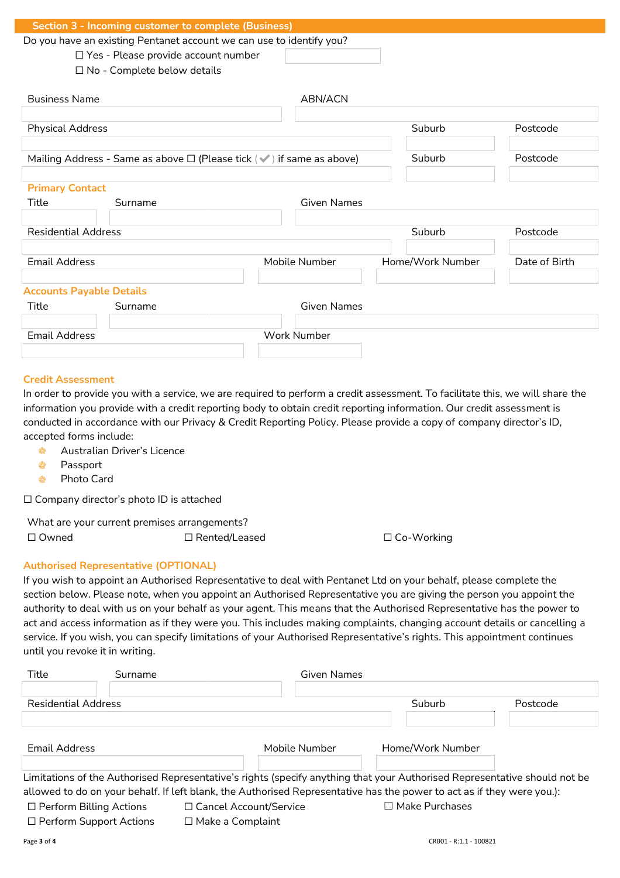## Section 3 - Incoming customer to complete (Business)

Do you have an existing Pentanet account we can use to identify you?

☐ Yes - Please provide account number

☐ No - Complete below details

| Business Name | | ABN/ACN | |
|---|---|---|---|
| | | | |
| Physical Address | | Suburb | Postcode |
| | | | |
| Mailing Address - Same as above ☐ (Please tick (✔) if same as above) | | Suburb | Postcode |
| | | | |

### Primary Contact

| Title | Surname | Given Names | |
|---|---|---|---|
| | | | |
| Residential Address | | Suburb | Postcode |
| | | | |
| Email Address | Mobile Number | Home/Work Number | Date of Birth |
| | | | |

### Accounts Payable Details

| Title | Surname | Given Names |
|---|---|---|
| | | |
| Email Address | Work Number | |
| | | |

### Credit Assessment

In order to provide you with a service, we are required to perform a credit assessment. To facilitate this, we will share the information you provide with a credit reporting body to obtain credit reporting information. Our credit assessment is conducted in accordance with our Privacy & Credit Reporting Policy. Please provide a copy of company director's ID, accepted forms include:

- Australian Driver's Licence
- Passport
- Photo Card

☐ Company director's photo ID is attached

What are your current premises arrangements?

☐ Owned ☐ Rented/Leased ☐ Co-Working

### Authorised Representative (OPTIONAL)

If you wish to appoint an Authorised Representative to deal with Pentanet Ltd on your behalf, please complete the section below. Please note, when you appoint an Authorised Representative you are giving the person you appoint the authority to deal with us on your behalf as your agent. This means that the Authorised Representative has the power to act and access information as if they were you. This includes making complaints, changing account details or cancelling a service. If you wish, you can specify limitations of your Authorised Representative's rights. This appointment continues until you revoke it in writing.

| Title | Surname | Given Names | |
|---|---|---|---|
| | | | |
| Residential Address | | Suburb | Postcode |
| | | | |
| Email Address | Mobile Number | Home/Work Number | |
| | | | |

Limitations of the Authorised Representative's rights (specify anything that your Authorised Representative should not be allowed to do on your behalf. If left blank, the Authorised Representative has the power to act as if they were you.):

☐ Perform Billing Actions ☐ Cancel Account/Service ☐ Make Purchases

☐ Perform Support Actions ☐ Make a Complaint

CR001 - R:1.1 - 100821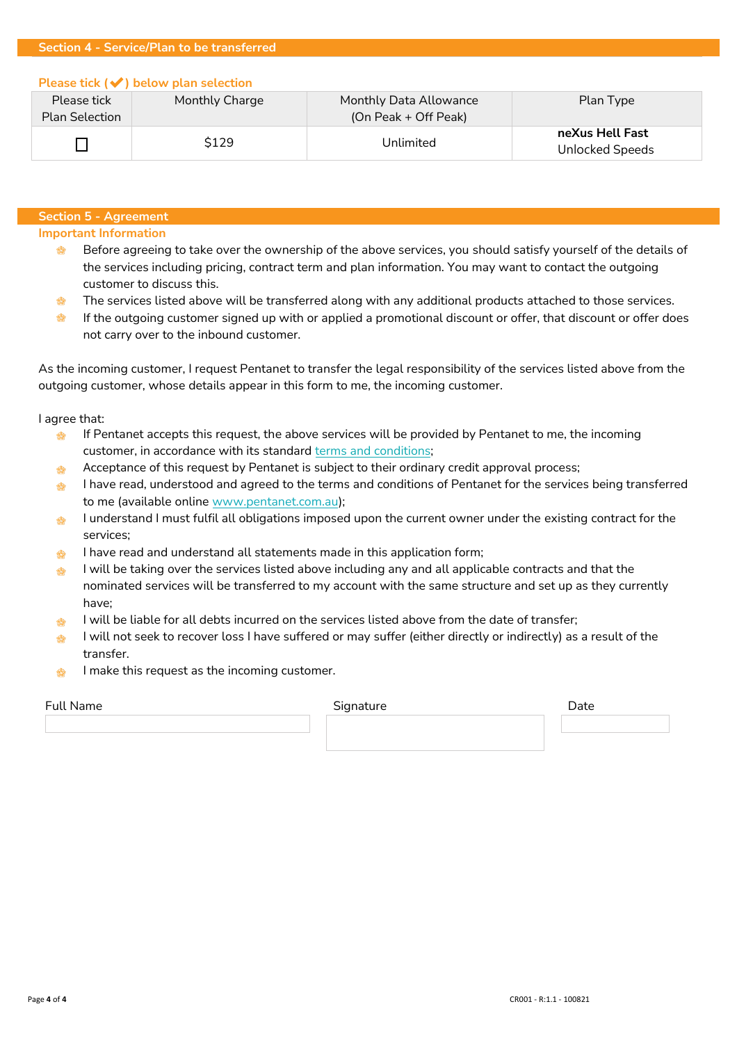## Section 4 - Service/Plan to be transferred

**Please tick (✔) below plan selection**

| Please tick Plan Selection | Monthly Charge | Monthly Data Allowance (On Peak + Off Peak) | Plan Type |
|---|---|---|---|
| ☐ | $129 | Unlimited | **neXus Hell Fast** Unlocked Speeds |

## Section 5 - Agreement

**Important Information**

- Before agreeing to take over the ownership of the above services, you should satisfy yourself of the details of the services including pricing, contract term and plan information. You may want to contact the outgoing customer to discuss this.
- The services listed above will be transferred along with any additional products attached to those services.
- If the outgoing customer signed up with or applied a promotional discount or offer, that discount or offer does not carry over to the inbound customer.

As the incoming customer, I request Pentanet to transfer the legal responsibility of the services listed above from the outgoing customer, whose details appear in this form to me, the incoming customer.

I agree that:

- If Pentanet accepts this request, the above services will be provided by Pentanet to me, the incoming customer, in accordance with its standard terms and conditions;
- Acceptance of this request by Pentanet is subject to their ordinary credit approval process;
- I have read, understood and agreed to the terms and conditions of Pentanet for the services being transferred to me (available online www.pentanet.com.au);
- I understand I must fulfil all obligations imposed upon the current owner under the existing contract for the services;
- I have read and understand all statements made in this application form;
- I will be taking over the services listed above including any and all applicable contracts and that the nominated services will be transferred to my account with the same structure and set up as they currently have;
- I will be liable for all debts incurred on the services listed above from the date of transfer;
- I will not seek to recover loss I have suffered or may suffer (either directly or indirectly) as a result of the transfer.
- I make this request as the incoming customer.

| Full Name | Signature | Date |
|---|---|---|
| | | |

CR001 - R:1.1 - 100821